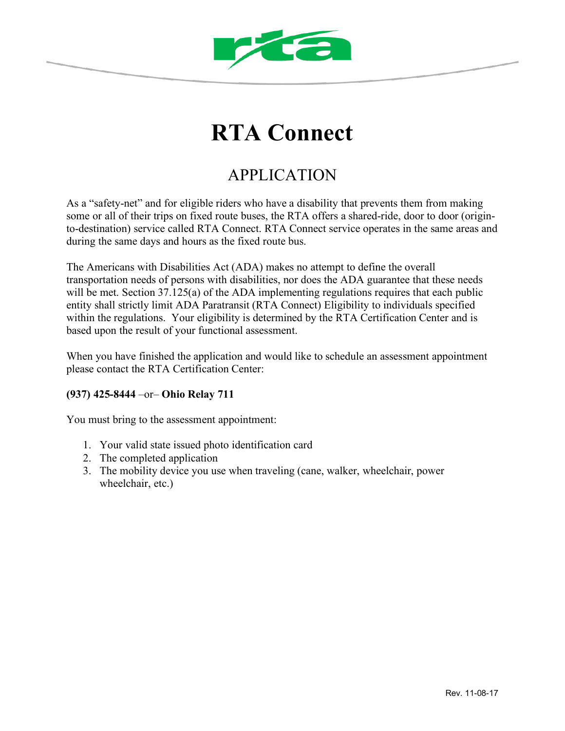# RTA Connect

## APPLICATION

As a "safety-net" and for eligible riders who have a disability that prevents them from making some or all of their trips on fixed route buses, the RTA offers a shared-ride, door to door (origin-to-destination) service called RTA Connect. RTA Connect service operates in the same areas and during the same days and hours as the fixed route bus.

The Americans with Disabilities Act (ADA) makes no attempt to define the overall transportation needs of persons with disabilities, nor does the ADA guarantee that these needs will be met. Section 37.125(a) of the ADA implementing regulations requires that each public entity shall strictly limit ADA Paratransit (RTA Connect) Eligibility to individuals specified within the regulations. Your eligibility is determined by the RTA Certification Center and is based upon the result of your functional assessment.

When you have finished the application and would like to schedule an assessment appointment please contact the RTA Certification Center:

**(937) 425-8444** –or– **Ohio Relay 711**

You must bring to the assessment appointment:

1. Your valid state issued photo identification card
2. The completed application
3. The mobility device you use when traveling (cane, walker, wheelchair, power wheelchair, etc.)

Rev. 11-08-17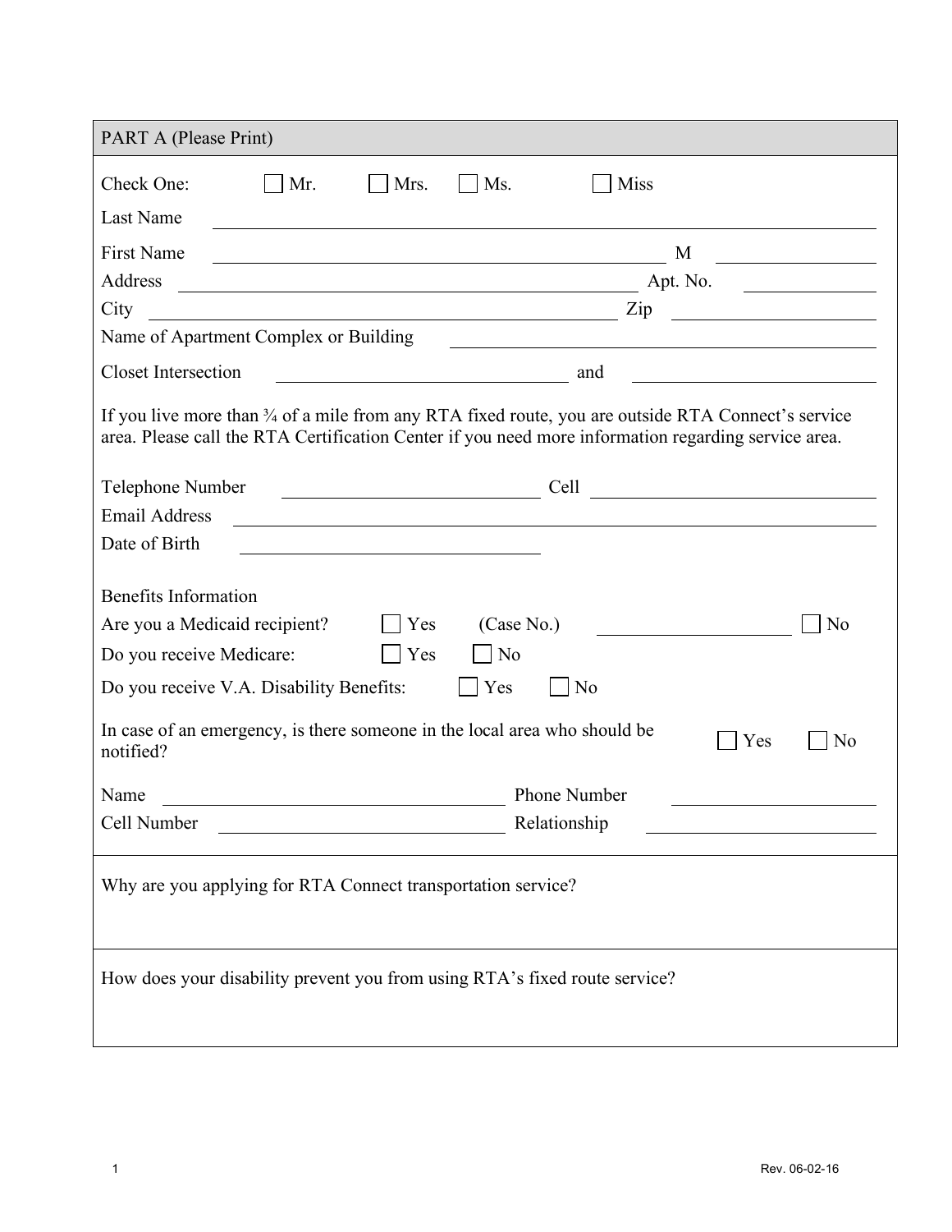## PART A (Please Print)

Check One: ☐ Mr. ☐ Mrs. ☐ Ms. ☐ Miss

Last Name \_\_\_\_\_\_\_\_\_\_\_\_\_\_\_\_\_\_\_\_\_\_\_\_\_\_\_\_\_\_\_\_\_\_\_\_\_\_\_\_

First Name \_\_\_\_\_\_\_\_\_\_\_\_\_\_\_\_\_\_\_\_\_\_\_\_\_\_\_\_\_\_ M \_\_\_\_\_\_\_\_\_\_

Address \_\_\_\_\_\_\_\_\_\_\_\_\_\_\_\_\_\_\_\_\_\_\_\_\_\_\_\_\_\_ Apt. No. \_\_\_\_\_\_\_\_\_\_

City \_\_\_\_\_\_\_\_\_\_\_\_\_\_\_\_\_\_\_\_\_\_\_\_\_\_\_\_\_\_ Zip \_\_\_\_\_\_\_\_\_\_

Name of Apartment Complex or Building \_\_\_\_\_\_\_\_\_\_\_\_\_\_\_\_\_\_\_\_\_\_\_\_

Closet Intersection \_\_\_\_\_\_\_\_\_\_\_\_\_\_\_\_\_\_\_\_ and \_\_\_\_\_\_\_\_\_\_\_\_\_\_\_\_\_\_\_\_

If you live more than ¾ of a mile from any RTA fixed route, you are outside RTA Connect's service area. Please call the RTA Certification Center if you need more information regarding service area.

Telephone Number \_\_\_\_\_\_\_\_\_\_\_\_\_\_\_\_\_\_\_\_ Cell \_\_\_\_\_\_\_\_\_\_\_\_\_\_\_\_\_\_\_\_

Email Address \_\_\_\_\_\_\_\_\_\_\_\_\_\_\_\_\_\_\_\_\_\_\_\_\_\_\_\_\_\_\_\_\_\_\_\_\_\_\_\_

Date of Birth \_\_\_\_\_\_\_\_\_\_\_\_\_\_\_\_\_\_\_\_

Benefits Information

Are you a Medicaid recipient? ☐ Yes (Case No.) \_\_\_\_\_\_\_\_\_\_\_\_\_\_\_\_ ☐ No

Do you receive Medicare: ☐ Yes ☐ No

Do you receive V.A. Disability Benefits: ☐ Yes ☐ No

In case of an emergency, is there someone in the local area who should be notified? ☐ Yes ☐ No

Name \_\_\_\_\_\_\_\_\_\_\_\_\_\_\_\_\_\_\_\_\_\_\_\_ Phone Number \_\_\_\_\_\_\_\_\_\_\_\_\_\_\_\_

Cell Number \_\_\_\_\_\_\_\_\_\_\_\_\_\_\_\_\_\_\_\_\_\_\_\_ Relationship \_\_\_\_\_\_\_\_\_\_\_\_\_\_\_\_

---

Why are you applying for RTA Connect transportation service?

---

How does your disability prevent you from using RTA's fixed route service?

---

Rev. 06-02-16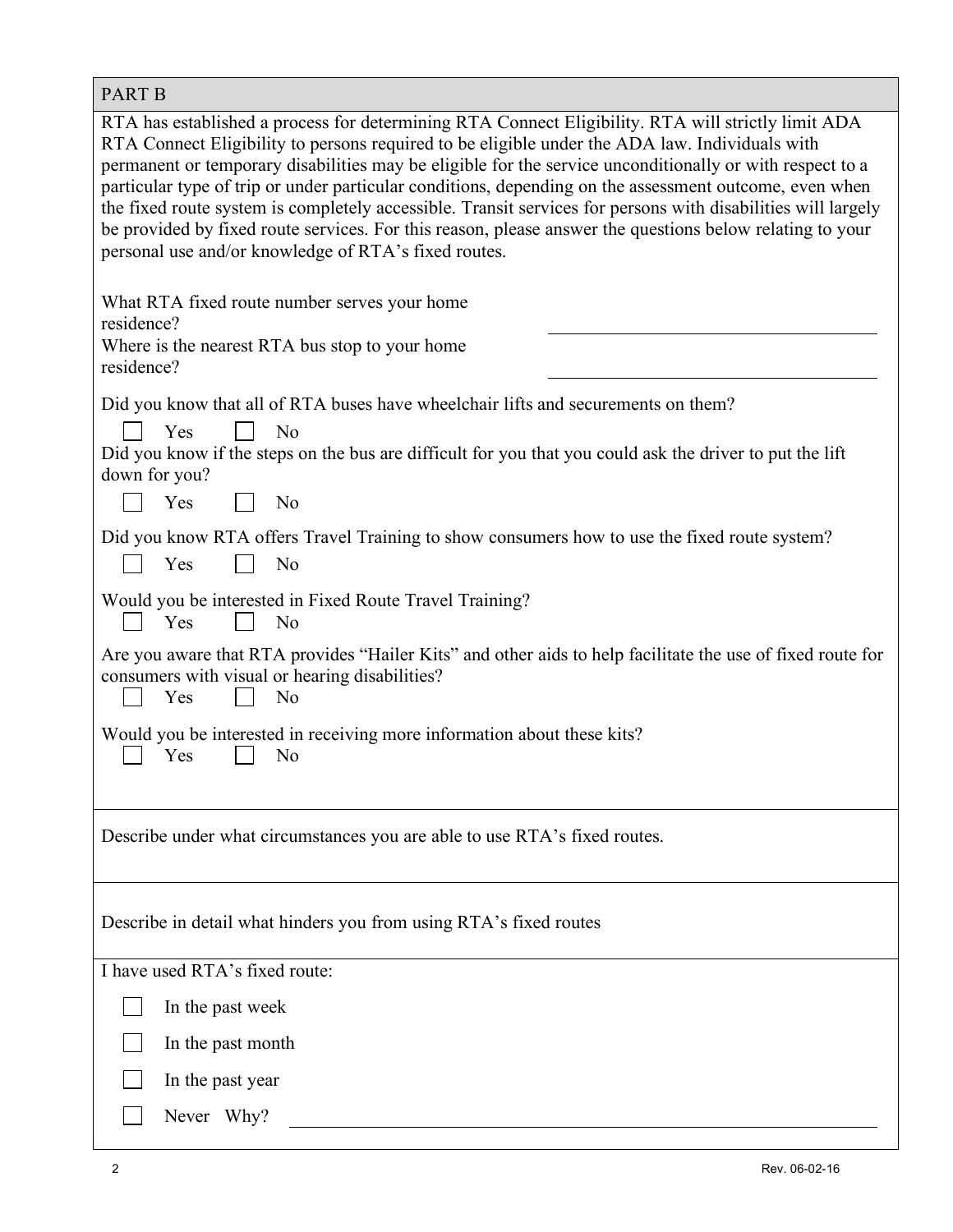## PART B

RTA has established a process for determining RTA Connect Eligibility. RTA will strictly limit ADA RTA Connect Eligibility to persons required to be eligible under the ADA law. Individuals with permanent or temporary disabilities may be eligible for the service unconditionally or with respect to a particular type of trip or under particular conditions, depending on the assessment outcome, even when the fixed route system is completely accessible. Transit services for persons with disabilities will largely be provided by fixed route services. For this reason, please answer the questions below relating to your personal use and/or knowledge of RTA's fixed routes.

What RTA fixed route number serves your home residence? ______________________________

Where is the nearest RTA bus stop to your home residence? ______________________________

Did you know that all of RTA buses have wheelchair lifts and securements on them?

☐ Yes ☐ No

Did you know if the steps on the bus are difficult for you that you could ask the driver to put the lift down for you?

☐ Yes ☐ No

Did you know RTA offers Travel Training to show consumers how to use the fixed route system?

☐ Yes ☐ No

Would you be interested in Fixed Route Travel Training?

☐ Yes ☐ No

Are you aware that RTA provides "Hailer Kits" and other aids to help facilitate the use of fixed route for consumers with visual or hearing disabilities?

☐ Yes ☐ No

Would you be interested in receiving more information about these kits?

☐ Yes ☐ No

Describe under what circumstances you are able to use RTA's fixed routes.

Describe in detail what hinders you from using RTA's fixed routes

I have used RTA's fixed route:

☐ In the past week

☐ In the past month

☐ In the past year

☐ Never Why? ______________________________

Rev. 06-02-16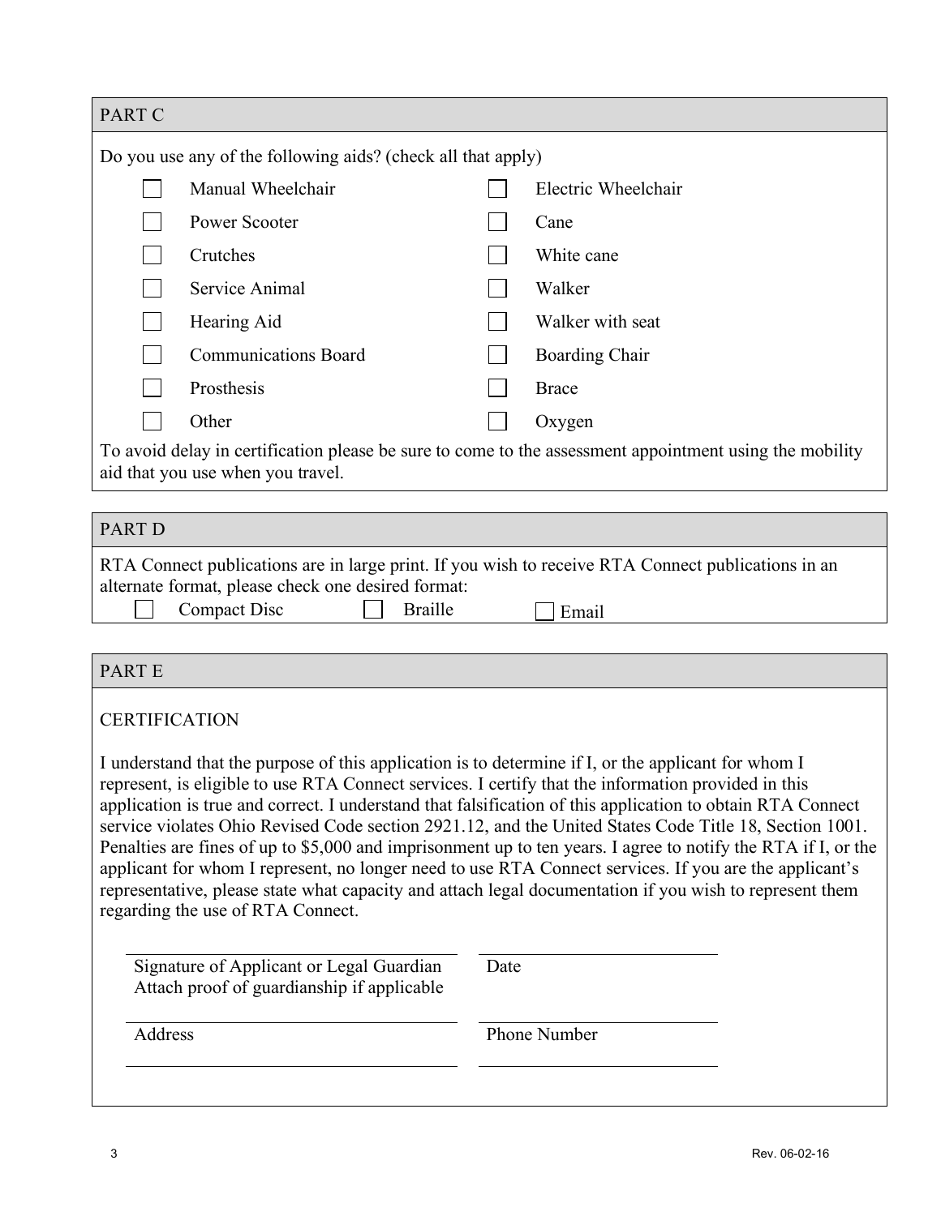## PART C

Do you use any of the following aids? (check all that apply)

- [ ] Manual Wheelchair
- [ ] Electric Wheelchair
- [ ] Power Scooter
- [ ] Cane
- [ ] Crutches
- [ ] White cane
- [ ] Service Animal
- [ ] Walker
- [ ] Hearing Aid
- [ ] Walker with seat
- [ ] Communications Board
- [ ] Boarding Chair
- [ ] Prosthesis
- [ ] Brace
- [ ] Other
- [ ] Oxygen

To avoid delay in certification please be sure to come to the assessment appointment using the mobility aid that you use when you travel.

## PART D

RTA Connect publications are in large print. If you wish to receive RTA Connect publications in an alternate format, please check one desired format:

- [ ] Compact Disc
- [ ] Braille
- [ ] Email

## PART E

CERTIFICATION

I understand that the purpose of this application is to determine if I, or the applicant for whom I represent, is eligible to use RTA Connect services. I certify that the information provided in this application is true and correct. I understand that falsification of this application to obtain RTA Connect service violates Ohio Revised Code section 2921.12, and the United States Code Title 18, Section 1001. Penalties are fines of up to $5,000 and imprisonment up to ten years. I agree to notify the RTA if I, or the applicant for whom I represent, no longer need to use RTA Connect services. If you are the applicant's representative, please state what capacity and attach legal documentation if you wish to represent them regarding the use of RTA Connect.

| | |
|---|---|
| Signature of Applicant or Legal Guardian<br>Attach proof of guardianship if applicable | Date |
| Address | Phone Number |
| | |

Rev. 06-02-16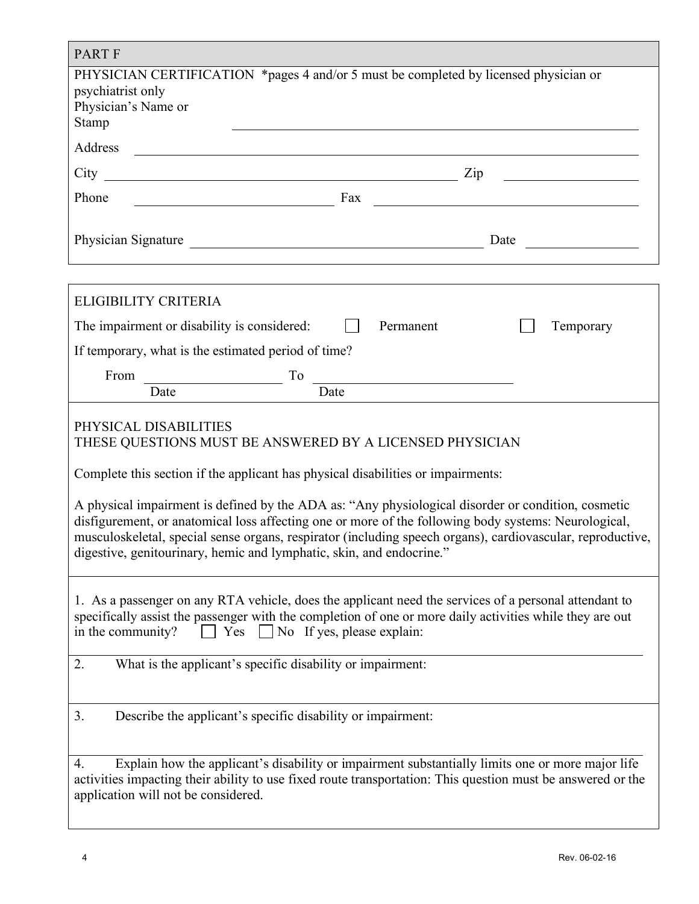## PART F

PHYSICIAN CERTIFICATION *pages 4 and/or 5 must be completed by licensed physician or psychiatrist only

Physician's Name or Stamp ______________________________________________

Address ______________________________________________

City ______________________________ Zip ______________

Phone ______________________ Fax ______________________

Physician Signature ______________________________ Date ______________

## ELIGIBILITY CRITERIA

The impairment or disability is considered: ☐ Permanent ☐ Temporary

If temporary, what is the estimated period of time?

From ______________ To ______________
Date Date

## PHYSICAL DISABILITIES
## THESE QUESTIONS MUST BE ANSWERED BY A LICENSED PHYSICIAN

Complete this section if the applicant has physical disabilities or impairments:

A physical impairment is defined by the ADA as: "Any physiological disorder or condition, cosmetic disfigurement, or anatomical loss affecting one or more of the following body systems: Neurological, musculoskeletal, special sense organs, respirator (including speech organs), cardiovascular, reproductive, digestive, genitourinary, hemic and lymphatic, skin, and endocrine."

1. As a passenger on any RTA vehicle, does the applicant need the services of a personal attendant to specifically assist the passenger with the completion of one or more daily activities while they are out in the community? ☐ Yes ☐ No If yes, please explain:

2. What is the applicant's specific disability or impairment:

3. Describe the applicant's specific disability or impairment:

4. Explain how the applicant's disability or impairment substantially limits one or more major life activities impacting their ability to use fixed route transportation: This question must be answered or the application will not be considered.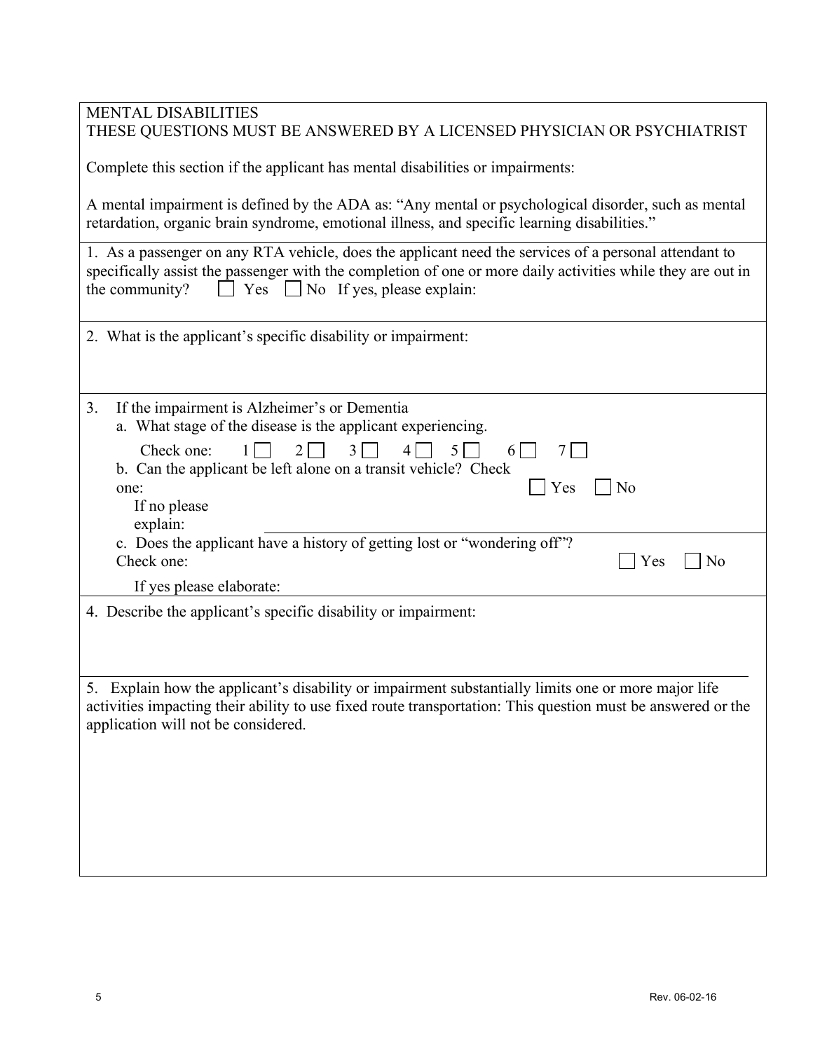MENTAL DISABILITIES

THESE QUESTIONS MUST BE ANSWERED BY A LICENSED PHYSICIAN OR PSYCHIATRIST

Complete this section if the applicant has mental disabilities or impairments:

A mental impairment is defined by the ADA as: "Any mental or psychological disorder, such as mental retardation, organic brain syndrome, emotional illness, and specific learning disabilities."

1. As a passenger on any RTA vehicle, does the applicant need the services of a personal attendant to specifically assist the passenger with the completion of one or more daily activities while they are out in the community? ☐ Yes ☐ No If yes, please explain:

2. What is the applicant's specific disability or impairment:

3. If the impairment is Alzheimer's or Dementia
   a. What stage of the disease is the applicant experiencing.
      Check one: 1 ☐ 2 ☐ 3 ☐ 4 ☐ 5 ☐ 6 ☐ 7 ☐
   b. Can the applicant be left alone on a transit vehicle? Check one: ☐ Yes ☐ No
      If no please explain: \_\_\_\_\_\_\_\_\_\_\_\_\_\_\_\_\_\_\_\_\_\_\_\_\_\_\_\_\_\_
   c. Does the applicant have a history of getting lost or "wondering off"? Check one: ☐ Yes ☐ No
      If yes please elaborate:

4. Describe the applicant's specific disability or impairment:

5. Explain how the applicant's disability or impairment substantially limits one or more major life activities impacting their ability to use fixed route transportation: This question must be answered or the application will not be considered.